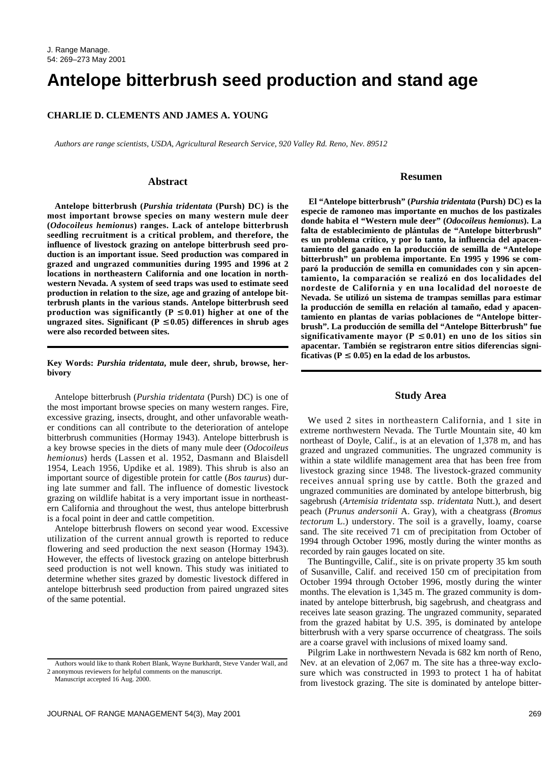# Antelope bitterbrush seed production and stand age

**CHARLIE D. CLEMENTS AND JAMES A. YOUNG**

*Authors are range scientists, USDA, Agricultural Research Service, 920 Valley Rd. Reno, Nev. 89512*

## Abstract

**Antelope bitterbrush (*Purshia tridentata* (Pursh) DC) is the most important browse species on many western mule deer (*Odocoileus hemionus*) ranges. Lack of antelope bitterbrush seedling recruitment is a critical problem, and therefore, the influence of livestock grazing on antelope bitterbrush seed production is an important issue. Seed production was compared in grazed and ungrazed communities during 1995 and 1996 at 2 locations in northeastern California and one location in northwestern Nevada. A system of seed traps was used to estimate seed production in relation to the size, age and grazing of antelope bitterbrush plants in the various stands. Antelope bitterbrush seed production was significantly ($P \leq 0.01$) higher at one of the ungrazed sites. Significant ($P \leq 0.05$) differences in shrub ages were also recorded between sites.**

**Key Words: *Purshia tridentata*, mule deer, shrub, browse, herbivory**

## Resumen

**El "Antelope bitterbrush" (*Purshia tridentata* (Pursh) DC) es la especie de ramoneo mas importante en muchos de los pastizales donde habita el "Western mule deer" (*Odocoileus hemionus*). La falta de establecimiento de plántulas de "Antelope bitterbrush" es un problema crítico, y por lo tanto, la influencia del apacentamiento del ganado en la producción de semilla de "Antelope bitterbrush" un problema importante. En 1995 y 1996 se comparó la producción de semilla en comunidades con y sin apcentamiento, la comparación se realizó en dos localidades del nordeste de California y en una localidad del noroeste de Nevada. Se utilizó un sistema de trampas semillas para estimar la producción de semilla en relación al tamaño, edad y apacentamiento en plantas de varias poblaciones de "Antelope bitterbrush". La producción de semilla del "Antelope Bitterbrush" fue significativamente mayor ($P \leq 0.01$) en uno de los sitios sin apacentar. También se registraron entre sitios diferencias significativas ($P \leq 0.05$) en la edad de los arbustos.**

Antelope bitterbrush (*Purshia tridentata* (Pursh) DC) is one of the most important browse species on many western ranges. Fire, excessive grazing, insects, drought, and other unfavorable weather conditions can all contribute to the deterioration of antelope bitterbrush communities (Hormay 1943). Antelope bitterbrush is a key browse species in the diets of many mule deer (*Odocoileus hemionus*) herds (Lassen et al. 1952, Dasmann and Blaisdell 1954, Leach 1956, Updike et al. 1989). This shrub is also an important source of digestible protein for cattle (*Bos taurus*) during late summer and fall. The influence of domestic livestock grazing on wildlife habitat is a very important issue in northeastern California and throughout the west, thus antelope bitterbrush is a focal point in deer and cattle competition.

Antelope bitterbrush flowers on second year wood. Excessive utilization of the current annual growth is reported to reduce flowering and seed production the next season (Hormay 1943). However, the effects of livestock grazing on antelope bitterbrush seed production is not well known. This study was initiated to determine whether sites grazed by domestic livestock differed in antelope bitterbrush seed production from paired ungrazed sites of the same potential.

## Study Area

We used 2 sites in northeastern California, and 1 site in extreme northwestern Nevada. The Turtle Mountain site, 40 km northeast of Doyle, Calif., is at an elevation of 1,378 m, and has grazed and ungrazed communities. The ungrazed community is within a state wildlife management area that has been free from livestock grazing since 1948. The livestock-grazed community receives annual spring use by cattle. Both the grazed and ungrazed communities are dominated by antelope bitterbrush, big sagebrush (*Artemisia tridentata* ssp. *tridentata* Nutt.), and desert peach (*Prunus andersonii* A. Gray), with a cheatgrass (*Bromus tectorum* L.) understory. The soil is a gravelly, loamy, coarse sand. The site received 71 cm of precipitation from October of 1994 through October 1996, mostly during the winter months as recorded by rain gauges located on site.

The Buntingville, Calif., site is on private property 35 km south of Susanville, Calif. and received 150 cm of precipitation from October 1994 through October 1996, mostly during the winter months. The elevation is 1,345 m. The grazed community is dominated by antelope bitterbrush, big sagebrush, and cheatgrass and receives late season grazing. The ungrazed community, separated from the grazed habitat by U.S. 395, is dominated by antelope bitterbrush with a very sparse occurrence of cheatgrass. The soils are a coarse gravel with inclusions of mixed loamy sand.

Pilgrim Lake in northwestern Nevada is 682 km north of Reno, Nev. at an elevation of 2,067 m. The site has a three-way exclosure which was constructed in 1993 to protect 1 ha of habitat from livestock grazing. The site is dominated by antelope bitter-

Authors would like to thank Robert Blank, Wayne Burkhardt, Steve Vander Wall, and 2 anonymous reviewers for helpful comments on the manuscript.

Manuscript accepted 16 Aug. 2000.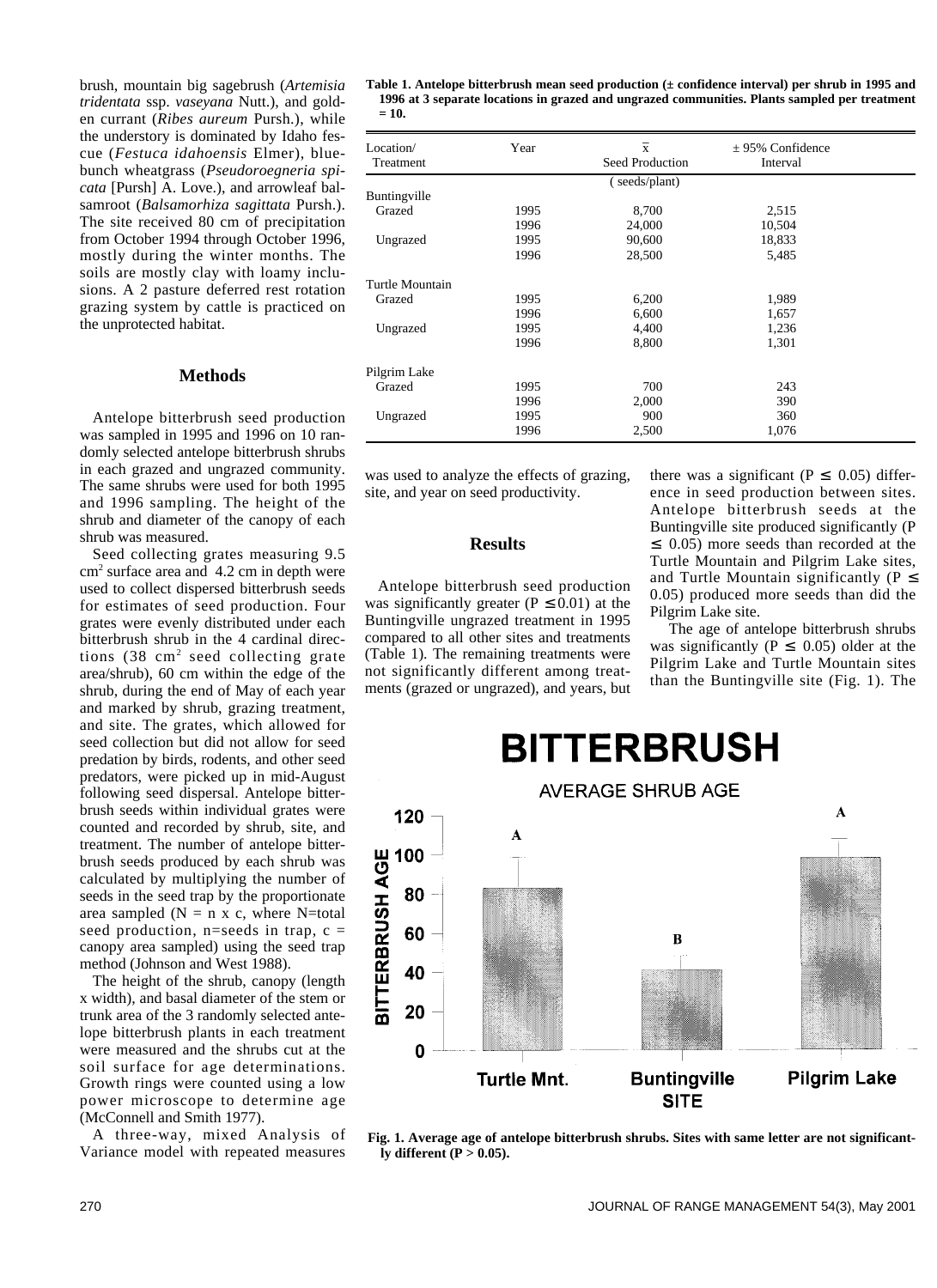brush, mountain big sagebrush (*Artemisia tridentata* ssp. *vaseyana* Nutt.), and golden currant (*Ribes aureum* Pursh.), while the understory is dominated by Idaho fescue (*Festuca idahoensis* Elmer), bluebunch wheatgrass (*Pseudoroegneria spicata* [Pursh] A. Love.), and arrowleaf balsamroot (*Balsamorhiza sagittata* Pursh.). The site received 80 cm of precipitation from October 1994 through October 1996, mostly during the winter months. The soils are mostly clay with loamy inclusions. A 2 pasture deferred rest rotation grazing system by cattle is practiced on the unprotected habitat.

## Methods

Antelope bitterbrush seed production was sampled in 1995 and 1996 on 10 randomly selected antelope bitterbrush shrubs in each grazed and ungrazed community. The same shrubs were used for both 1995 and 1996 sampling. The height of the shrub and diameter of the canopy of each shrub was measured.

Seed collecting grates measuring 9.5 $cm^2$ surface area and 4.2 cm in depth were used to collect dispersed bitterbrush seeds for estimates of seed production. Four grates were evenly distributed under each bitterbrush shrub in the 4 cardinal directions (38 $cm^2$ seed collecting grate area/shrub), 60 cm within the edge of the shrub, during the end of May of each year and marked by shrub, grazing treatment, and site. The grates, which allowed for seed collection but did not allow for seed predation by birds, rodents, and other seed predators, were picked up in mid-August following seed dispersal. Antelope bitterbrush seeds within individual grates were counted and recorded by shrub, site, and treatment. The number of antelope bitterbrush seeds produced by each shrub was calculated by multiplying the number of seeds in the seed trap by the proportionate area sampled ($N = n \times c$, where N=total seed production, n=seeds in trap, c = canopy area sampled) using the seed trap method (Johnson and West 1988).

The height of the shrub, canopy (length x width), and basal diameter of the stem or trunk area of the 3 randomly selected antelope bitterbrush plants in each treatment were measured and the shrubs cut at the soil surface for age determinations. Growth rings were counted using a low power microscope to determine age (McConnell and Smith 1977).

A three-way, mixed Analysis of Variance model with repeated measures was used to analyze the effects of grazing, site, and year on seed productivity.

**Table 1. Antelope bitterbrush mean seed production (± confidence interval) per shrub in 1995 and 1996 at 3 separate locations in grazed and ungrazed communities. Plants sampled per treatment = 10.**

| Location/ Treatment | Year | $\bar{x}$ Seed Production | ± 95% Confidence Interval |
|---|---|---|---|
| | | (seeds/plant) | |
| Buntingville | | | |
| Grazed | 1995 | 8,700 | 2,515 |
| | 1996 | 24,000 | 10,504 |
| Ungrazed | 1995 | 90,600 | 18,833 |
| | 1996 | 28,500 | 5,485 |
| Turtle Mountain | | | |
| Grazed | 1995 | 6,200 | 1,989 |
| | 1996 | 6,600 | 1,657 |
| Ungrazed | 1995 | 4,400 | 1,236 |
| | 1996 | 8,800 | 1,301 |
| Pilgrim Lake | | | |
| Grazed | 1995 | 700 | 243 |
| | 1996 | 2,000 | 390 |
| Ungrazed | 1995 | 900 | 360 |
| | 1996 | 2,500 | 1,076 |

## Results

Antelope bitterbrush seed production was significantly greater ($P \leq 0.01$) at the Buntingville ungrazed treatment in 1995 compared to all other sites and treatments (Table 1). The remaining treatments were not significantly different among treatments (grazed or ungrazed), and years, but there was a significant ($P \leq 0.05$) difference in seed production between sites. Antelope bitterbrush seeds at the Buntingville site produced significantly ($P \leq 0.05$) more seeds than recorded at the Turtle Mountain and Pilgrim Lake sites, and Turtle Mountain significantly ($P \leq 0.05$) produced more seeds than did the Pilgrim Lake site.

The age of antelope bitterbrush shrubs was significantly ($P \leq 0.05$) older at the Pilgrim Lake and Turtle Mountain sites than the Buntingville site (Fig. 1). The

**Fig. 1. Average age of antelope bitterbrush shrubs. Sites with same letter are not significantly different ($P > 0.05$).**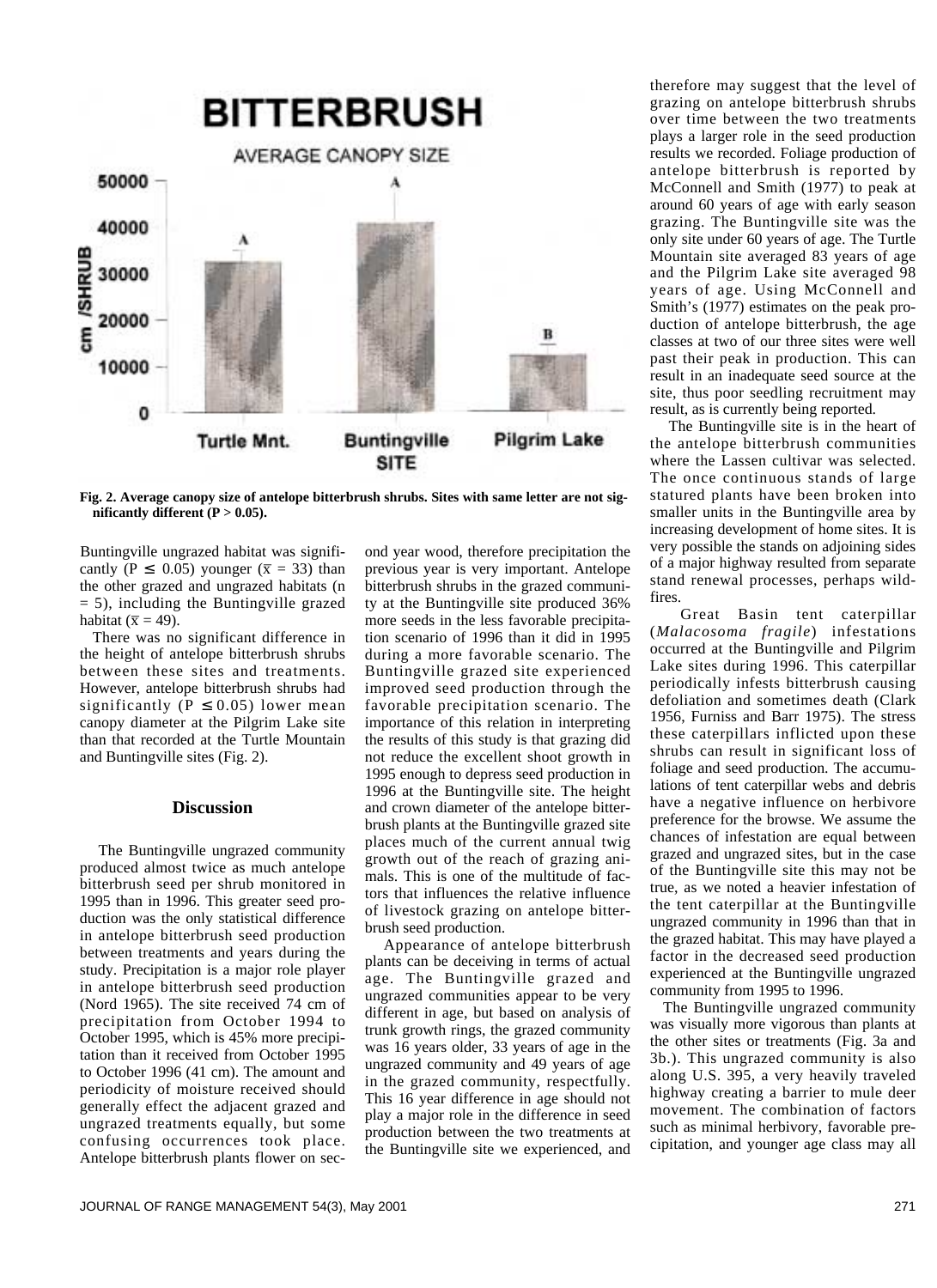Fig. 2. Average canopy size of antelope bitterbrush shrubs. Sites with same letter are not significantly different ($P > 0.05$).

Buntingville ungrazed habitat was significantly ($P \leq 0.05$) younger ($\bar{x} = 33$) than the other grazed and ungrazed habitats (n = 5), including the Buntingville grazed habitat ($\bar{x} = 49$).

There was no significant difference in the height of antelope bitterbrush shrubs between these sites and treatments. However, antelope bitterbrush shrubs had significantly ($P \leq 0.05$) lower mean canopy diameter at the Pilgrim Lake site than that recorded at the Turtle Mountain and Buntingville sites (Fig. 2).

## Discussion

The Buntingville ungrazed community produced almost twice as much antelope bitterbrush seed per shrub monitored in 1995 than in 1996. This greater seed production was the only statistical difference in antelope bitterbrush seed production between treatments and years during the study. Precipitation is a major role player in antelope bitterbrush seed production (Nord 1965). The site received 74 cm of precipitation from October 1994 to October 1995, which is 45% more precipitation than it received from October 1995 to October 1996 (41 cm). The amount and periodicity of moisture received should generally effect the adjacent grazed and ungrazed treatments equally, but some confusing occurrences took place. Antelope bitterbrush plants flower on second year wood, therefore precipitation the previous year is very important. Antelope bitterbrush shrubs in the grazed community at the Buntingville site produced 36% more seeds in the less favorable precipitation scenario of 1996 than it did in 1995 during a more favorable scenario. The Buntingville grazed site experienced improved seed production through the favorable precipitation scenario. The importance of this relation in interpreting the results of this study is that grazing did not reduce the excellent shoot growth in 1995 enough to depress seed production in 1996 at the Buntingville site. The height and crown diameter of the antelope bitterbrush plants at the Buntingville grazed site places much of the current annual twig growth out of the reach of grazing animals. This is one of the multitude of factors that influences the relative influence of livestock grazing on antelope bitterbrush seed production.

Appearance of antelope bitterbrush plants can be deceiving in terms of actual age. The Buntingville grazed and ungrazed communities appear to be very different in age, but based on analysis of trunk growth rings, the grazed community was 16 years older, 33 years of age in the ungrazed community and 49 years of age in the grazed community, respectfully. This 16 year difference in age should not play a major role in the difference in seed production between the two treatments at the Buntingville site we experienced, and therefore may suggest that the level of grazing on antelope bitterbrush shrubs over time between the two treatments plays a larger role in the seed production results we recorded. Foliage production of antelope bitterbrush is reported by McConnell and Smith (1977) to peak at around 60 years of age with early season grazing. The Buntingville site was the only site under 60 years of age. The Turtle Mountain site averaged 83 years of age and the Pilgrim Lake site averaged 98 years of age. Using McConnell and Smith's (1977) estimates on the peak production of antelope bitterbrush, the age classes at two of our three sites were well past their peak in production. This can result in an inadequate seed source at the site, thus poor seedling recruitment may result, as is currently being reported.

The Buntingville site is in the heart of the antelope bitterbrush communities where the Lassen cultivar was selected. The once continuous stands of large statured plants have been broken into smaller units in the Buntingville area by increasing development of home sites. It is very possible the stands on adjoining sides of a major highway resulted from separate stand renewal processes, perhaps wildfires.

Great Basin tent caterpillar (*Malacosoma fragile*) infestations occurred at the Buntingville and Pilgrim Lake sites during 1996. This caterpillar periodically infests bitterbrush causing defoliation and sometimes death (Clark 1956, Furniss and Barr 1975). The stress these caterpillars inflicted upon these shrubs can result in significant loss of foliage and seed production. The accumulations of tent caterpillar webs and debris have a negative influence on herbivore preference for the browse. We assume the chances of infestation are equal between grazed and ungrazed sites, but in the case of the Buntingville site this may not be true, as we noted a heavier infestation of the tent caterpillar at the Buntingville ungrazed community in 1996 than that in the grazed habitat. This may have played a factor in the decreased seed production experienced at the Buntingville ungrazed community from 1995 to 1996.

The Buntingville ungrazed community was visually more vigorous than plants at the other sites or treatments (Fig. 3a and 3b.). This ungrazed community is also along U.S. 395, a very heavily traveled highway creating a barrier to mule deer movement. The combination of factors such as minimal herbivory, favorable precipitation, and younger age class may all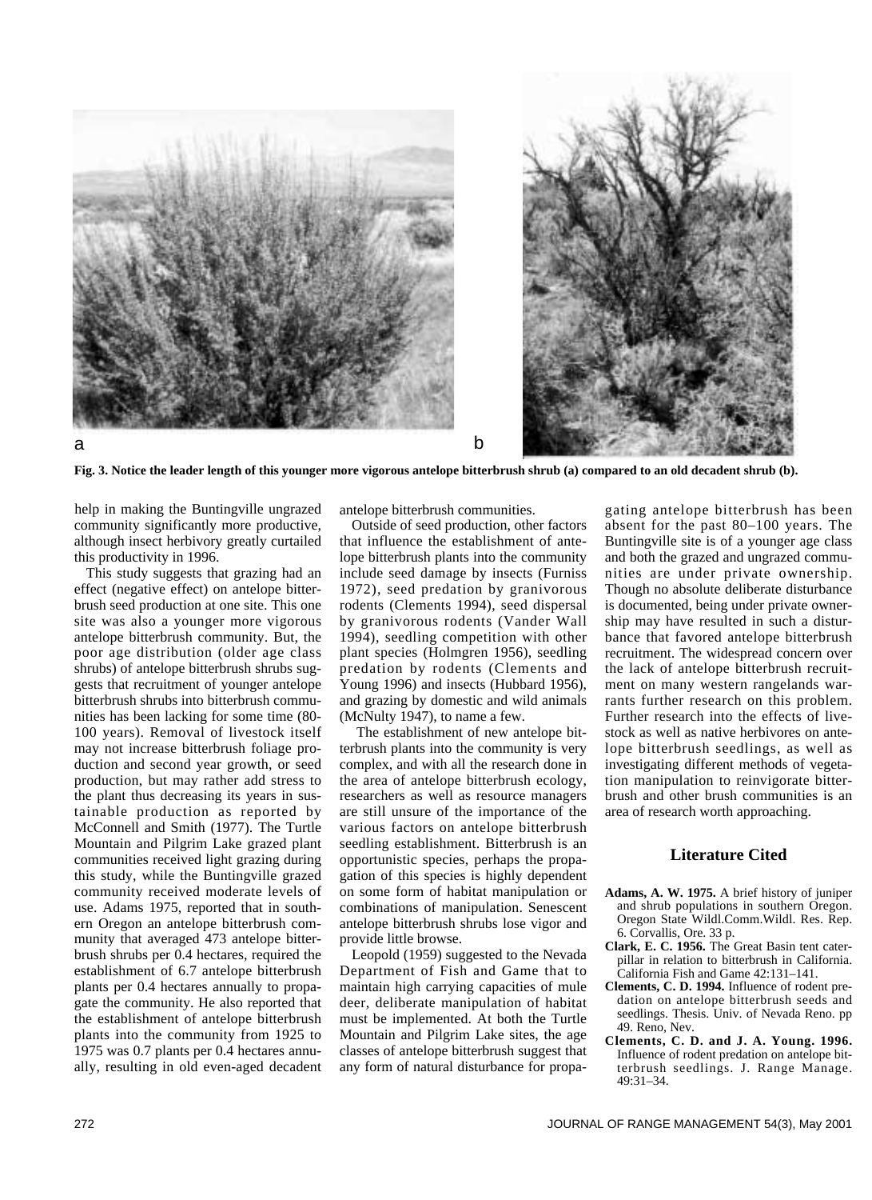a b

**Fig. 3. Notice the leader length of this younger more vigorous antelope bitterbrush shrub (a) compared to an old decadent shrub (b).**

help in making the Buntingville ungrazed community significantly more productive, although insect herbivory greatly curtailed this productivity in 1996.

This study suggests that grazing had an effect (negative effect) on antelope bitterbrush seed production at one site. This one site was also a younger more vigorous antelope bitterbrush community. But, the poor age distribution (older age class shrubs) of antelope bitterbrush shrubs suggests that recruitment of younger antelope bitterbrush shrubs into bitterbrush communities has been lacking for some time (80-100 years). Removal of livestock itself may not increase bitterbrush foliage production and second year growth, or seed production, but may rather add stress to the plant thus decreasing its years in sustainable production as reported by McConnell and Smith (1977). The Turtle Mountain and Pilgrim Lake grazed plant communities received light grazing during this study, while the Buntingville grazed community received moderate levels of use. Adams 1975, reported that in southern Oregon an antelope bitterbrush community that averaged 473 antelope bitterbrush shrubs per 0.4 hectares, required the establishment of 6.7 antelope bitterbrush plants per 0.4 hectares annually to propagate the community. He also reported that the establishment of antelope bitterbrush plants into the community from 1925 to 1975 was 0.7 plants per 0.4 hectares annually, resulting in old even-aged decadent antelope bitterbrush communities.

Outside of seed production, other factors that influence the establishment of antelope bitterbrush plants into the community include seed damage by insects (Furniss 1972), seed predation by granivorous rodents (Clements 1994), seed dispersal by granivorous rodents (Vander Wall 1994), seedling competition with other plant species (Holmgren 1956), seedling predation by rodents (Clements and Young 1996) and insects (Hubbard 1956), and grazing by domestic and wild animals (McNulty 1947), to name a few.

The establishment of new antelope bitterbrush plants into the community is very complex, and with all the research done in the area of antelope bitterbrush ecology, researchers as well as resource managers are still unsure of the importance of the various factors on antelope bitterbrush seedling establishment. Bitterbrush is an opportunistic species, perhaps the propagation of this species is highly dependent on some form of habitat manipulation or combinations of manipulation. Senescent antelope bitterbrush shrubs lose vigor and provide little browse.

Leopold (1959) suggested to the Nevada Department of Fish and Game that to maintain high carrying capacities of mule deer, deliberate manipulation of habitat must be implemented. At both the Turtle Mountain and Pilgrim Lake sites, the age classes of antelope bitterbrush suggest that any form of natural disturbance for propagating antelope bitterbrush has been absent for the past 80–100 years. The Buntingville site is of a younger age class and both the grazed and ungrazed communities are under private ownership. Though no absolute deliberate disturbance is documented, being under private ownership may have resulted in such a disturbance that favored antelope bitterbrush recruitment. The widespread concern over the lack of antelope bitterbrush recruitment on many western rangelands warrants further research on this problem. Further research into the effects of livestock as well as native herbivores on antelope bitterbrush seedlings, as well as investigating different methods of vegetation manipulation to reinvigorate bitterbrush and other brush communities is an area of research worth approaching.

## Literature Cited

**Adams, A. W. 1975.** A brief history of juniper and shrub populations in southern Oregon. Oregon State Wildl.Comm.Wildl. Res. Rep. 6. Corvallis, Ore. 33 p.

**Clark, E. C. 1956.** The Great Basin tent caterpillar in relation to bitterbrush in California. California Fish and Game 42:131–141.

**Clements, C. D. 1994.** Influence of rodent predation on antelope bitterbrush seeds and seedlings. Thesis. Univ. of Nevada Reno. pp 49. Reno, Nev.

**Clements, C. D. and J. A. Young. 1996.** Influence of rodent predation on antelope bitterbrush seedlings. J. Range Manage. 49:31–34.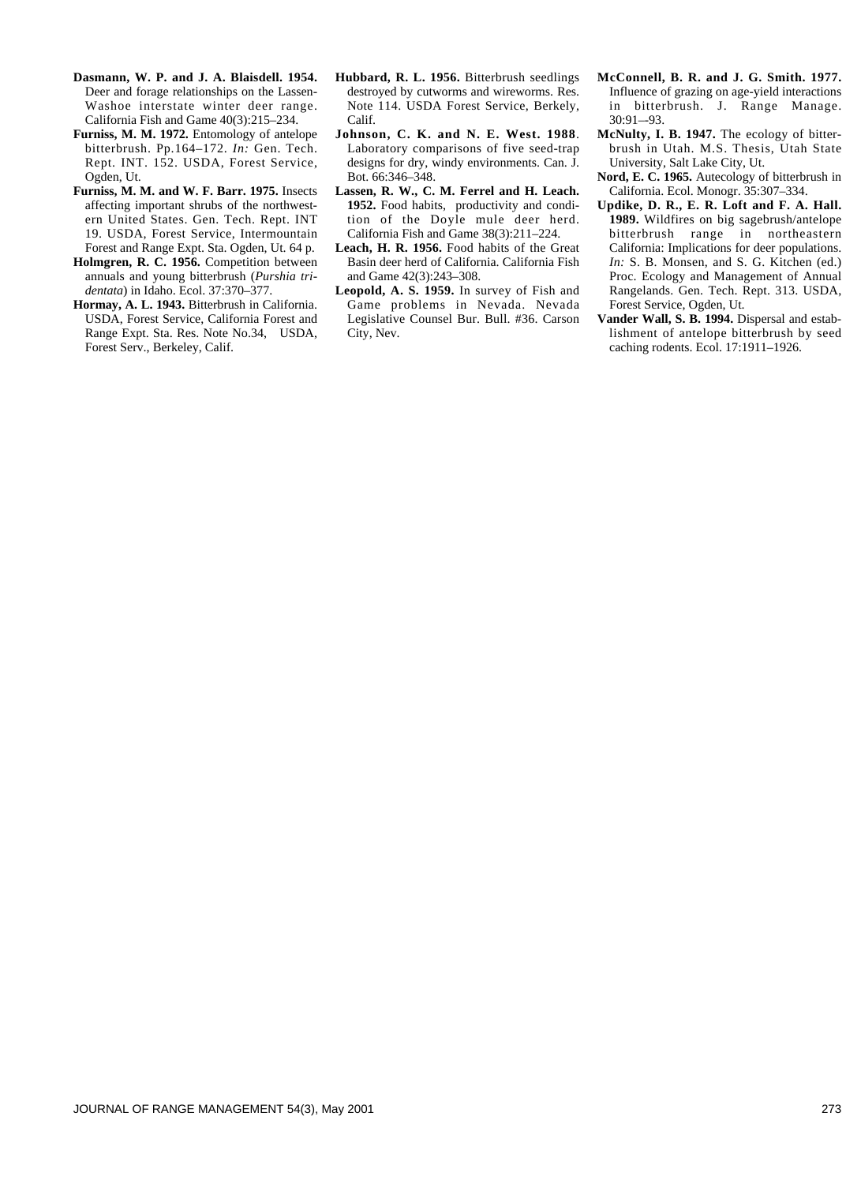**Dasmann, W. P. and J. A. Blaisdell. 1954.** Deer and forage relationships on the Lassen-Washoe interstate winter deer range. California Fish and Game 40(3):215–234.

**Furniss, M. M. 1972.** Entomology of antelope bitterbrush. Pp.164–172. *In:* Gen. Tech. Rept. INT. 152. USDA, Forest Service, Ogden, Ut.

**Furniss, M. M. and W. F. Barr. 1975.** Insects affecting important shrubs of the northwestern United States. Gen. Tech. Rept. INT 19. USDA, Forest Service, Intermountain Forest and Range Expt. Sta. Ogden, Ut. 64 p.

**Holmgren, R. C. 1956.** Competition between annuals and young bitterbrush (*Purshia tridentata*) in Idaho. Ecol. 37:370–377.

**Hormay, A. L. 1943.** Bitterbrush in California. USDA, Forest Service, California Forest and Range Expt. Sta. Res. Note No.34, USDA, Forest Serv., Berkeley, Calif.

**Hubbard, R. L. 1956.** Bitterbrush seedlings destroyed by cutworms and wireworms. Res. Note 114. USDA Forest Service, Berkely, Calif.

**Johnson, C. K. and N. E. West. 1988**. Laboratory comparisons of five seed-trap designs for dry, windy environments. Can. J. Bot. 66:346–348.

**Lassen, R. W., C. M. Ferrel and H. Leach. 1952.** Food habits, productivity and condition of the Doyle mule deer herd. California Fish and Game 38(3):211–224.

**Leach, H. R. 1956.** Food habits of the Great Basin deer herd of California. California Fish and Game 42(3):243–308.

**Leopold, A. S. 1959.** In survey of Fish and Game problems in Nevada. Nevada Legislative Counsel Bur. Bull. #36. Carson City, Nev.

**McConnell, B. R. and J. G. Smith. 1977.** Influence of grazing on age-yield interactions in bitterbrush. J. Range Manage. 30:91–-93.

**McNulty, I. B. 1947.** The ecology of bitterbrush in Utah. M.S. Thesis, Utah State University, Salt Lake City, Ut.

**Nord, E. C. 1965.** Autecology of bitterbrush in California. Ecol. Monogr. 35:307–334.

**Updike, D. R., E. R. Loft and F. A. Hall. 1989.** Wildfires on big sagebrush/antelope bitterbrush range in northeastern California: Implications for deer populations. *In:* S. B. Monsen, and S. G. Kitchen (ed.) Proc. Ecology and Management of Annual Rangelands. Gen. Tech. Rept. 313. USDA, Forest Service, Ogden, Ut.

**Vander Wall, S. B. 1994.** Dispersal and establishment of antelope bitterbrush by seed caching rodents. Ecol. 17:1911–1926.